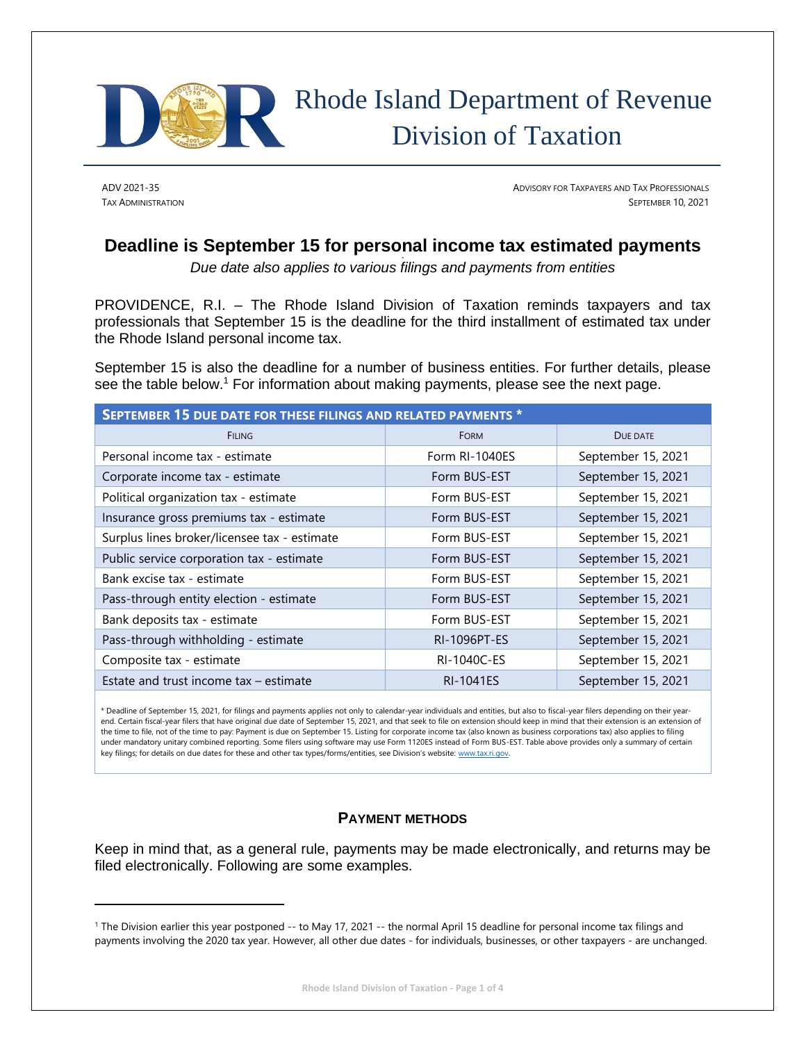# Rhode Island Department of Revenue
# Division of Taxation

ADV 2021-35
TAX ADMINISTRATION

ADVISORY FOR TAXPAYERS AND TAX PROFESSIONALS
SEPTEMBER 10, 2021

## Deadline is September 15 for personal income tax estimated payments

*Due date also applies to various filings and payments from entities*

PROVIDENCE, R.I. – The Rhode Island Division of Taxation reminds taxpayers and tax professionals that September 15 is the deadline for the third installment of estimated tax under the Rhode Island personal income tax.

September 15 is also the deadline for a number of business entities. For further details, please see the table below.[1] For information about making payments, please see the next page.

| **SEPTEMBER 15 DUE DATE FOR THESE FILINGS AND RELATED PAYMENTS *** | | |
|---|---|---|
| FILING | FORM | DUE DATE |
| Personal income tax - estimate | Form RI-1040ES | September 15, 2021 |
| Corporate income tax - estimate | Form BUS-EST | September 15, 2021 |
| Political organization tax - estimate | Form BUS-EST | September 15, 2021 |
| Insurance gross premiums tax - estimate | Form BUS-EST | September 15, 2021 |
| Surplus lines broker/licensee tax - estimate | Form BUS-EST | September 15, 2021 |
| Public service corporation tax - estimate | Form BUS-EST | September 15, 2021 |
| Bank excise tax - estimate | Form BUS-EST | September 15, 2021 |
| Pass-through entity election - estimate | Form BUS-EST | September 15, 2021 |
| Bank deposits tax - estimate | Form BUS-EST | September 15, 2021 |
| Pass-through withholding - estimate | RI-1096PT-ES | September 15, 2021 |
| Composite tax - estimate | RI-1040C-ES | September 15, 2021 |
| Estate and trust income tax – estimate | RI-1041ES | September 15, 2021 |

* Deadline of September 15, 2021, for filings and payments applies not only to calendar-year individuals and entities, but also to fiscal-year filers depending on their year-end. Certain fiscal-year filers that have original due date of September 15, 2021, and that seek to file on extension should keep in mind that their extension is an extension of the time to file, not of the time to pay: Payment is due on September 15. Listing for corporate income tax (also known as business corporations tax) also applies to filing under mandatory unitary combined reporting. Some filers using software may use Form 1120ES instead of Form BUS-EST. Table above provides only a summary of certain key filings; for details on due dates for these and other tax types/forms/entities, see Division's website: www.tax.ri.gov.

### PAYMENT METHODS

Keep in mind that, as a general rule, payments may be made electronically, and returns may be filed electronically. Following are some examples.

[1] The Division earlier this year postponed -- to May 17, 2021 -- the normal April 15 deadline for personal income tax filings and payments involving the 2020 tax year. However, all other due dates - for individuals, businesses, or other taxpayers - are unchanged.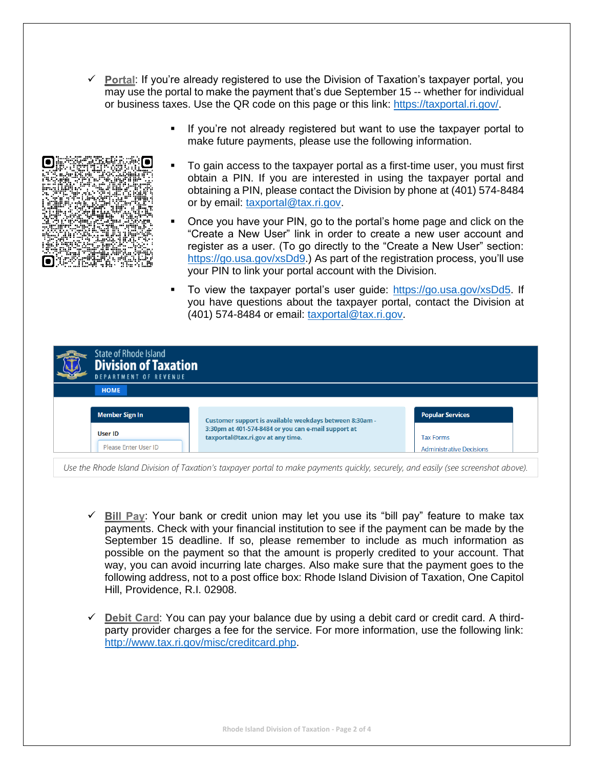- ✓ **Portal**: If you're already registered to use the Division of Taxation's taxpayer portal, you may use the portal to make the payment that's due September 15 -- whether for individual or business taxes. Use the QR code on this page or this link: https://taxportal.ri.gov/.

  - If you're not already registered but want to use the taxpayer portal to make future payments, please use the following information.
  - To gain access to the taxpayer portal as a first-time user, you must first obtain a PIN. If you are interested in using the taxpayer portal and obtaining a PIN, please contact the Division by phone at (401) 574-8484 or by email: taxportal@tax.ri.gov.
  - Once you have your PIN, go to the portal's home page and click on the "Create a New User" link in order to create a new user account and register as a user. (To go directly to the "Create a New User" section: https://go.usa.gov/xsDd9.) As part of the registration process, you'll use your PIN to link your portal account with the Division.
  - To view the taxpayer portal's user guide: https://go.usa.gov/xsDd5. If you have questions about the taxpayer portal, contact the Division at (401) 574-8484 or email: taxportal@tax.ri.gov.

*Use the Rhode Island Division of Taxation's taxpayer portal to make payments quickly, securely, and easily (see screenshot above).*

- ✓ **Bill Pay**: Your bank or credit union may let you use its "bill pay" feature to make tax payments. Check with your financial institution to see if the payment can be made by the September 15 deadline. If so, please remember to include as much information as possible on the payment so that the amount is properly credited to your account. That way, you can avoid incurring late charges. Also make sure that the payment goes to the following address, not to a post office box: Rhode Island Division of Taxation, One Capitol Hill, Providence, R.I. 02908.

- ✓ **Debit Card**: You can pay your balance due by using a debit card or credit card. A third-party provider charges a fee for the service. For more information, use the following link: http://www.tax.ri.gov/misc/creditcard.php.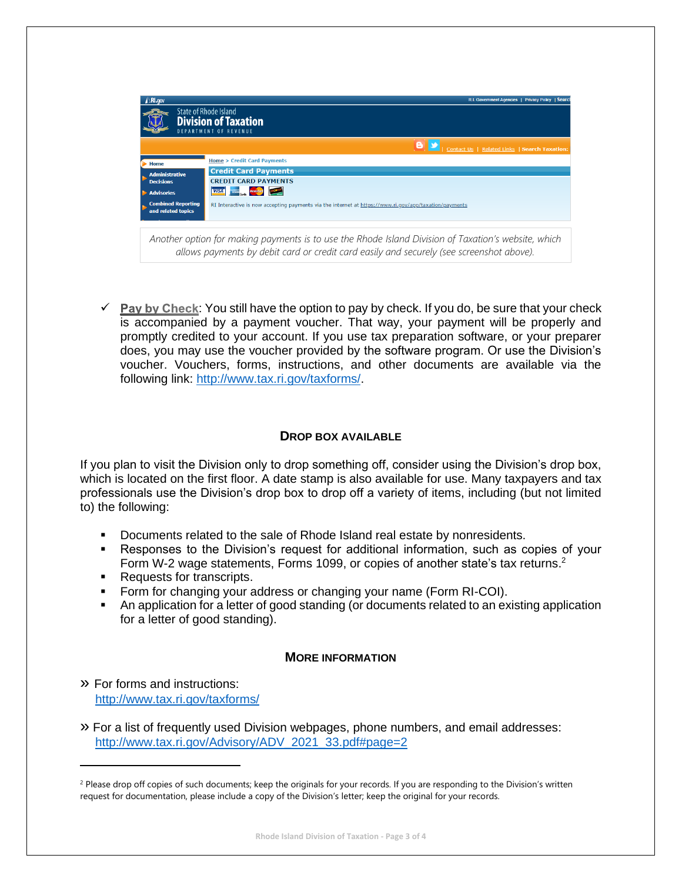*Another option for making payments is to use the Rhode Island Division of Taxation's website, which allows payments by debit card or credit card easily and securely (see screenshot above).*

- ✓ **Pay by Check**: You still have the option to pay by check. If you do, be sure that your check is accompanied by a payment voucher. That way, your payment will be properly and promptly credited to your account. If you use tax preparation software, or your preparer does, you may use the voucher provided by the software program. Or use the Division's voucher. Vouchers, forms, instructions, and other documents are available via the following link: http://www.tax.ri.gov/taxforms/.

## DROP BOX AVAILABLE

If you plan to visit the Division only to drop something off, consider using the Division's drop box, which is located on the first floor. A date stamp is also available for use. Many taxpayers and tax professionals use the Division's drop box to drop off a variety of items, including (but not limited to) the following:

- Documents related to the sale of Rhode Island real estate by nonresidents.
- Responses to the Division's request for additional information, such as copies of your Form W-2 wage statements, Forms 1099, or copies of another state's tax returns.[2]
- Requests for transcripts.
- Form for changing your address or changing your name (Form RI-COI).
- An application for a letter of good standing (or documents related to an existing application for a letter of good standing).

## MORE INFORMATION

» For forms and instructions:
http://www.tax.ri.gov/taxforms/

» For a list of frequently used Division webpages, phone numbers, and email addresses:
http://www.tax.ri.gov/Advisory/ADV_2021_33.pdf#page=2

---

[2] Please drop off copies of such documents; keep the originals for your records. If you are responding to the Division's written request for documentation, please include a copy of the Division's letter; keep the original for your records.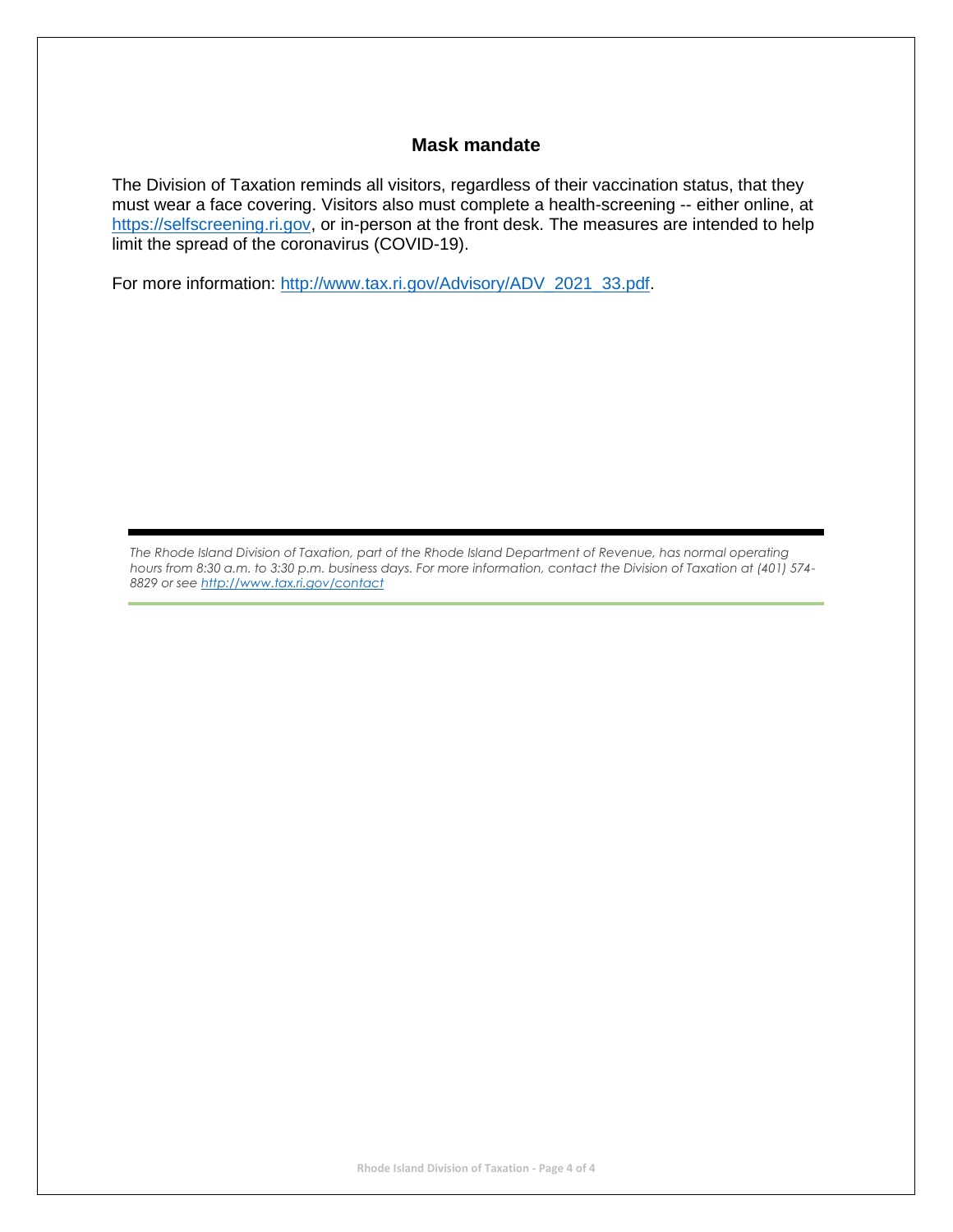## Mask mandate

The Division of Taxation reminds all visitors, regardless of their vaccination status, that they must wear a face covering. Visitors also must complete a health-screening -- either online, at https://selfscreening.ri.gov, or in-person at the front desk. The measures are intended to help limit the spread of the coronavirus (COVID-19).

For more information: http://www.tax.ri.gov/Advisory/ADV_2021_33.pdf.

---

*The Rhode Island Division of Taxation, part of the Rhode Island Department of Revenue, has normal operating hours from 8:30 a.m. to 3:30 p.m. business days. For more information, contact the Division of Taxation at (401) 574-8829 or see http://www.tax.ri.gov/contact*